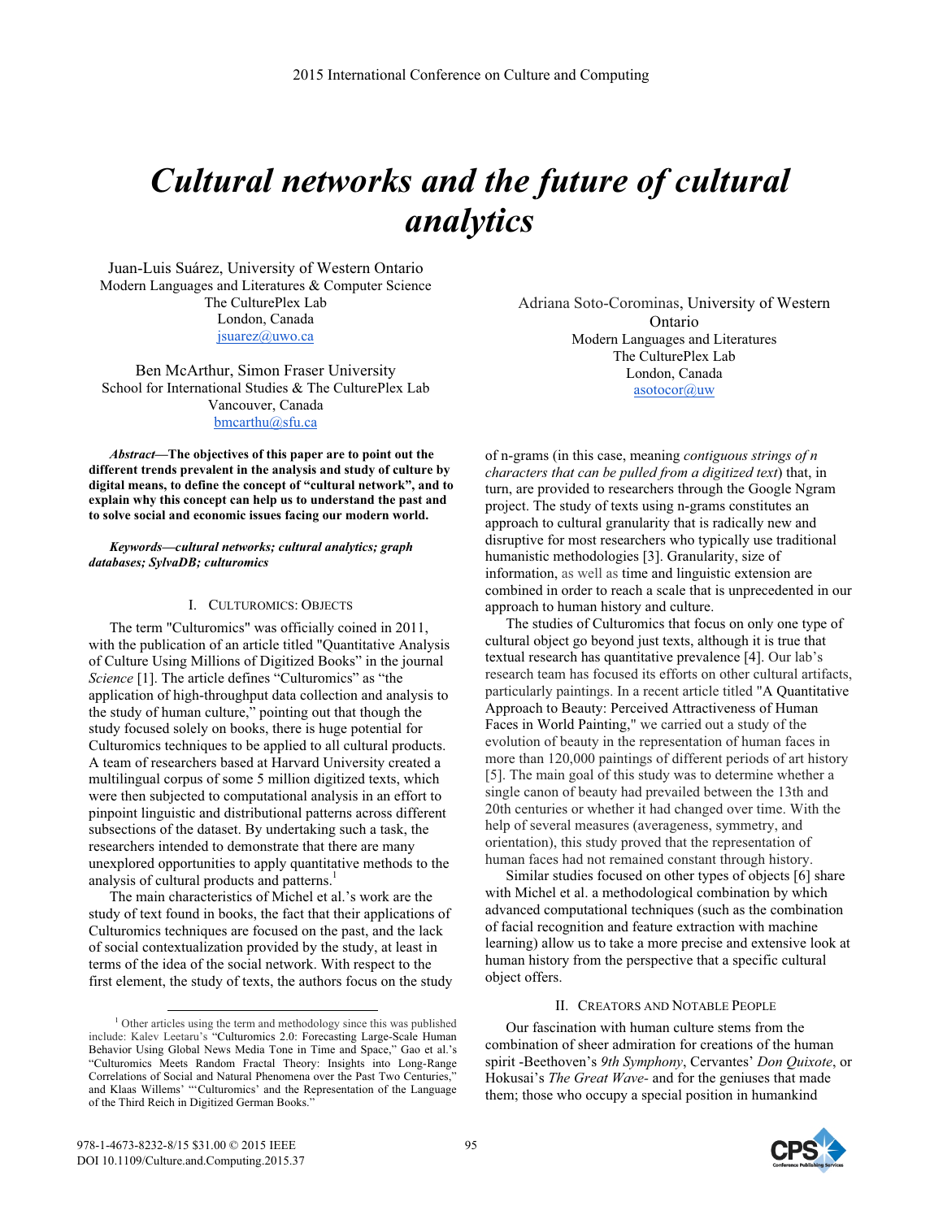# Cultural networks and the future of cultural analytics

Juan-Luis Suárez, University of Western Ontario
Modern Languages and Literatures & Computer Science
The CulturePlex Lab
London, Canada
jsuarez@uwo.ca

Ben McArthur, Simon Fraser University
School for International Studies & The CulturePlex Lab
Vancouver, Canada
bmcarthu@sfu.ca

Adriana Soto-Corominas, University of Western Ontario
Modern Languages and Literatures
The CulturePlex Lab
London, Canada
asotocor@uw

***Abstract*—The objectives of this paper are to point out the different trends prevalent in the analysis and study of culture by digital means, to define the concept of "cultural network", and to explain why this concept can help us to understand the past and to solve social and economic issues facing our modern world.**

***Keywords*—cultural networks; cultural analytics; graph databases; SylvaDB; culturomics**

## I. Culturomics: Objects

The term "Culturomics" was officially coined in 2011, with the publication of an article titled "Quantitative Analysis of Culture Using Millions of Digitized Books" in the journal *Science* [1]. The article defines "Culturomics" as "the application of high-throughput data collection and analysis to the study of human culture," pointing out that though the study focused solely on books, there is huge potential for Culturomics techniques to be applied to all cultural products. A team of researchers based at Harvard University created a multilingual corpus of some 5 million digitized texts, which were then subjected to computational analysis in an effort to pinpoint linguistic and distributional patterns across different subsections of the dataset. By undertaking such a task, the researchers intended to demonstrate that there are many unexplored opportunities to apply quantitative methods to the analysis of cultural products and patterns.[1]

The main characteristics of Michel et al.'s work are the study of text found in books, the fact that their applications of Culturomics techniques are focused on the past, and the lack of social contextualization provided by the study, at least in terms of the idea of the social network. With respect to the first element, the study of texts, the authors focus on the study of n-grams (in this case, meaning *contiguous strings of n characters that can be pulled from a digitized text*) that, in turn, are provided to researchers through the Google Ngram project. The study of texts using n-grams constitutes an approach to cultural granularity that is radically new and disruptive for most researchers who typically use traditional humanistic methodologies [3]. Granularity, size of information, as well as time and linguistic extension are combined in order to reach a scale that is unprecedented in our approach to human history and culture.

The studies of Culturomics that focus on only one type of cultural object go beyond just texts, although it is true that textual research has quantitative prevalence [4]. Our lab's research team has focused its efforts on other cultural artifacts, particularly paintings. In a recent article titled "A Quantitative Approach to Beauty: Perceived Attractiveness of Human Faces in World Painting," we carried out a study of the evolution of beauty in the representation of human faces in more than 120,000 paintings of different periods of art history [5]. The main goal of this study was to determine whether a single canon of beauty had prevailed between the 13th and 20th centuries or whether it had changed over time. With the help of several measures (averageness, symmetry, and orientation), this study proved that the representation of human faces had not remained constant through history.

Similar studies focused on other types of objects [6] share with Michel et al. a methodological combination by which advanced computational techniques (such as the combination of facial recognition and feature extraction with machine learning) allow us to take a more precise and extensive look at human history from the perspective that a specific cultural object offers.

## II. Creators and Notable People

Our fascination with human culture stems from the combination of sheer admiration for creations of the human spirit -Beethoven's *9th Symphony*, Cervantes' *Don Quixote*, or Hokusai's *The Great Wave-* and for the geniuses that made them; those who occupy a special position in humankind

[1] Other articles using the term and methodology since this was published include: Kalev Leetaru's "Culturomics 2.0: Forecasting Large-Scale Human Behavior Using Global News Media Tone in Time and Space," Gao et al.'s "Culturomics Meets Random Fractal Theory: Insights into Long-Range Correlations of Social and Natural Phenomena over the Past Two Centuries," and Klaas Willems' "'Culturomics' and the Representation of the Language of the Third Reich in Digitized German Books."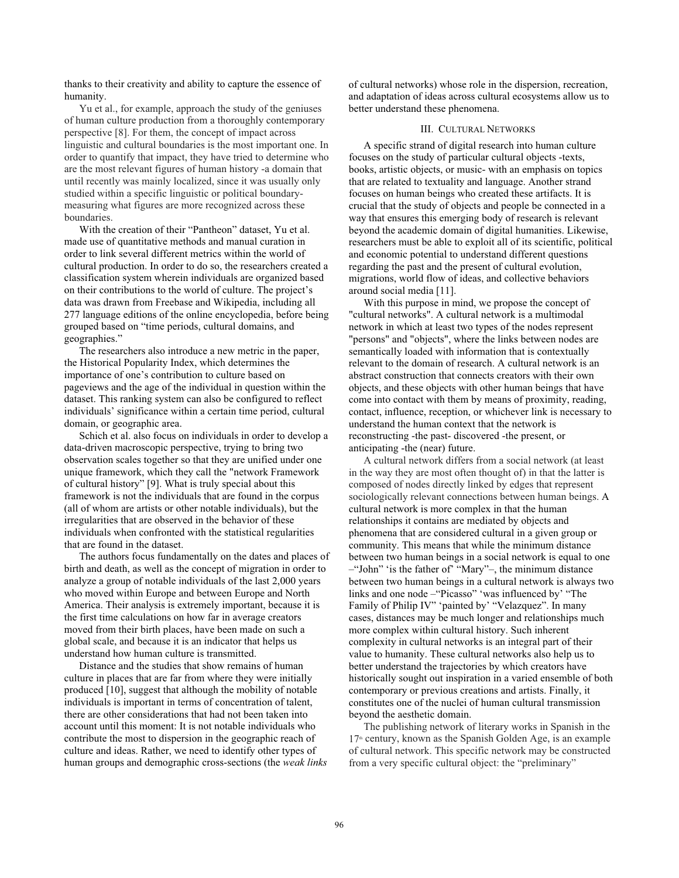thanks to their creativity and ability to capture the essence of humanity.

Yu et al., for example, approach the study of the geniuses of human culture production from a thoroughly contemporary perspective [8]. For them, the concept of impact across linguistic and cultural boundaries is the most important one. In order to quantify that impact, they have tried to determine who are the most relevant figures of human history -a domain that until recently was mainly localized, since it was usually only studied within a specific linguistic or political boundary- measuring what figures are more recognized across these boundaries.

With the creation of their "Pantheon" dataset, Yu et al. made use of quantitative methods and manual curation in order to link several different metrics within the world of cultural production. In order to do so, the researchers created a classification system wherein individuals are organized based on their contributions to the world of culture. The project's data was drawn from Freebase and Wikipedia, including all 277 language editions of the online encyclopedia, before being grouped based on "time periods, cultural domains, and geographies."

The researchers also introduce a new metric in the paper, the Historical Popularity Index, which determines the importance of one's contribution to culture based on pageviews and the age of the individual in question within the dataset. This ranking system can also be configured to reflect individuals' significance within a certain time period, cultural domain, or geographic area.

Schich et al. also focus on individuals in order to develop a data-driven macroscopic perspective, trying to bring two observation scales together so that they are unified under one unique framework, which they call the "network Framework of cultural history" [9]. What is truly special about this framework is not the individuals that are found in the corpus (all of whom are artists or other notable individuals), but the irregularities that are observed in the behavior of these individuals when confronted with the statistical regularities that are found in the dataset.

The authors focus fundamentally on the dates and places of birth and death, as well as the concept of migration in order to analyze a group of notable individuals of the last 2,000 years who moved within Europe and between Europe and North America. Their analysis is extremely important, because it is the first time calculations on how far in average creators moved from their birth places, have been made on such a global scale, and because it is an indicator that helps us understand how human culture is transmitted.

Distance and the studies that show remains of human culture in places that are far from where they were initially produced [10], suggest that although the mobility of notable individuals is important in terms of concentration of talent, there are other considerations that had not been taken into account until this moment: It is not notable individuals who contribute the most to dispersion in the geographic reach of culture and ideas. Rather, we need to identify other types of human groups and demographic cross-sections (the *weak links* of cultural networks) whose role in the dispersion, recreation, and adaptation of ideas across cultural ecosystems allow us to better understand these phenomena.

## III. Cultural Networks

A specific strand of digital research into human culture focuses on the study of particular cultural objects -texts, books, artistic objects, or music- with an emphasis on topics that are related to textuality and language. Another strand focuses on human beings who created these artifacts. It is crucial that the study of objects and people be connected in a way that ensures this emerging body of research is relevant beyond the academic domain of digital humanities. Likewise, researchers must be able to exploit all of its scientific, political and economic potential to understand different questions regarding the past and the present of cultural evolution, migrations, world flow of ideas, and collective behaviors around social media [11].

With this purpose in mind, we propose the concept of "cultural networks". A cultural network is a multimodal network in which at least two types of the nodes represent "persons" and "objects", where the links between nodes are semantically loaded with information that is contextually relevant to the domain of research. A cultural network is an abstract construction that connects creators with their own objects, and these objects with other human beings that have come into contact with them by means of proximity, reading, contact, influence, reception, or whichever link is necessary to understand the human context that the network is reconstructing -the past- discovered -the present, or anticipating -the (near) future.

A cultural network differs from a social network (at least in the way they are most often thought of) in that the latter is composed of nodes directly linked by edges that represent sociologically relevant connections between human beings. A cultural network is more complex in that the human relationships it contains are mediated by objects and phenomena that are considered cultural in a given group or community. This means that while the minimum distance between two human beings in a social network is equal to one –"John" 'is the father of' "Mary"–, the minimum distance between two human beings in a cultural network is always two links and one node –"Picasso" 'was influenced by' "The Family of Philip IV" 'painted by' "Velazquez". In many cases, distances may be much longer and relationships much more complex within cultural history. Such inherent complexity in cultural networks is an integral part of their value to humanity. These cultural networks also help us to better understand the trajectories by which creators have historically sought out inspiration in a varied ensemble of both contemporary or previous creations and artists. Finally, it constitutes one of the nuclei of human cultural transmission beyond the aesthetic domain.

The publishing network of literary works in Spanish in the 17th century, known as the Spanish Golden Age, is an example of cultural network. This specific network may be constructed from a very specific cultural object: the "preliminary"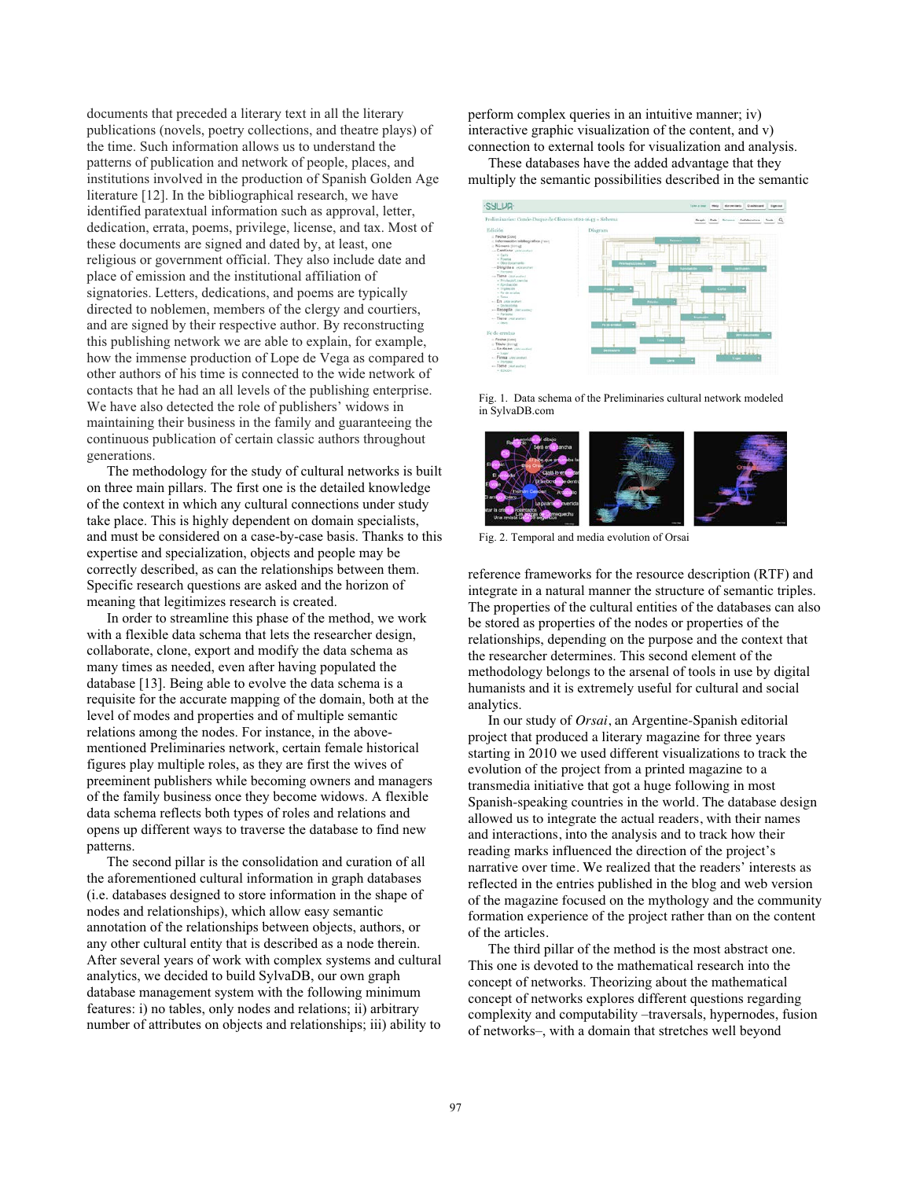documents that preceded a literary text in all the literary publications (novels, poetry collections, and theatre plays) of the time. Such information allows us to understand the patterns of publication and network of people, places, and institutions involved in the production of Spanish Golden Age literature [12]. In the bibliographical research, we have identified paratextual information such as approval, letter, dedication, errata, poems, privilege, license, and tax. Most of these documents are signed and dated by, at least, one religious or government official. They also include date and place of emission and the institutional affiliation of signatories. Letters, dedications, and poems are typically directed to noblemen, members of the clergy and courtiers, and are signed by their respective author. By reconstructing this publishing network we are able to explain, for example, how the immense production of Lope de Vega as compared to other authors of his time is connected to the wide network of contacts that he had an all levels of the publishing enterprise. We have also detected the role of publishers' widows in maintaining their business in the family and guaranteeing the continuous publication of certain classic authors throughout generations.

The methodology for the study of cultural networks is built on three main pillars. The first one is the detailed knowledge of the context in which any cultural connections under study take place. This is highly dependent on domain specialists, and must be considered on a case-by-case basis. Thanks to this expertise and specialization, objects and people may be correctly described, as can the relationships between them. Specific research questions are asked and the horizon of meaning that legitimizes research is created.

In order to streamline this phase of the method, we work with a flexible data schema that lets the researcher design, collaborate, clone, export and modify the data schema as many times as needed, even after having populated the database [13]. Being able to evolve the data schema is a requisite for the accurate mapping of the domain, both at the level of modes and properties and of multiple semantic relations among the nodes. For instance, in the above-mentioned Preliminaries network, certain female historical figures play multiple roles, as they are first the wives of preeminent publishers while becoming owners and managers of the family business once they become widows. A flexible data schema reflects both types of roles and relations and opens up different ways to traverse the database to find new patterns.

The second pillar is the consolidation and curation of all the aforementioned cultural information in graph databases (i.e. databases designed to store information in the shape of nodes and relationships), which allow easy semantic annotation of the relationships between objects, authors, or any other cultural entity that is described as a node therein. After several years of work with complex systems and cultural analytics, we decided to build SylvaDB, our own graph database management system with the following minimum features: i) no tables, only nodes and relations; ii) arbitrary number of attributes on objects and relationships; iii) ability to perform complex queries in an intuitive manner; iv) interactive graphic visualization of the content, and v) connection to external tools for visualization and analysis.

These databases have the added advantage that they multiply the semantic possibilities described in the semantic

Fig. 1. Data schema of the Preliminaries cultural network modeled in SylvaDB.com

Fig. 2. Temporal and media evolution of Orsai

reference frameworks for the resource description (RTF) and integrate in a natural manner the structure of semantic triples. The properties of the cultural entities of the databases can also be stored as properties of the nodes or properties of the relationships, depending on the purpose and the context that the researcher determines. This second element of the methodology belongs to the arsenal of tools in use by digital humanists and it is extremely useful for cultural and social analytics.

In our study of *Orsai*, an Argentine-Spanish editorial project that produced a literary magazine for three years starting in 2010 we used different visualizations to track the evolution of the project from a printed magazine to a transmedia initiative that got a huge following in most Spanish-speaking countries in the world. The database design allowed us to integrate the actual readers, with their names and interactions, into the analysis and to track how their reading marks influenced the direction of the project's narrative over time. We realized that the readers' interests as reflected in the entries published in the blog and web version of the magazine focused on the mythology and the community formation experience of the project rather than on the content of the articles.

The third pillar of the method is the most abstract one. This one is devoted to the mathematical research into the concept of networks. Theorizing about the mathematical concept of networks explores different questions regarding complexity and computability –traversals, hypernodes, fusion of networks–, with a domain that stretches well beyond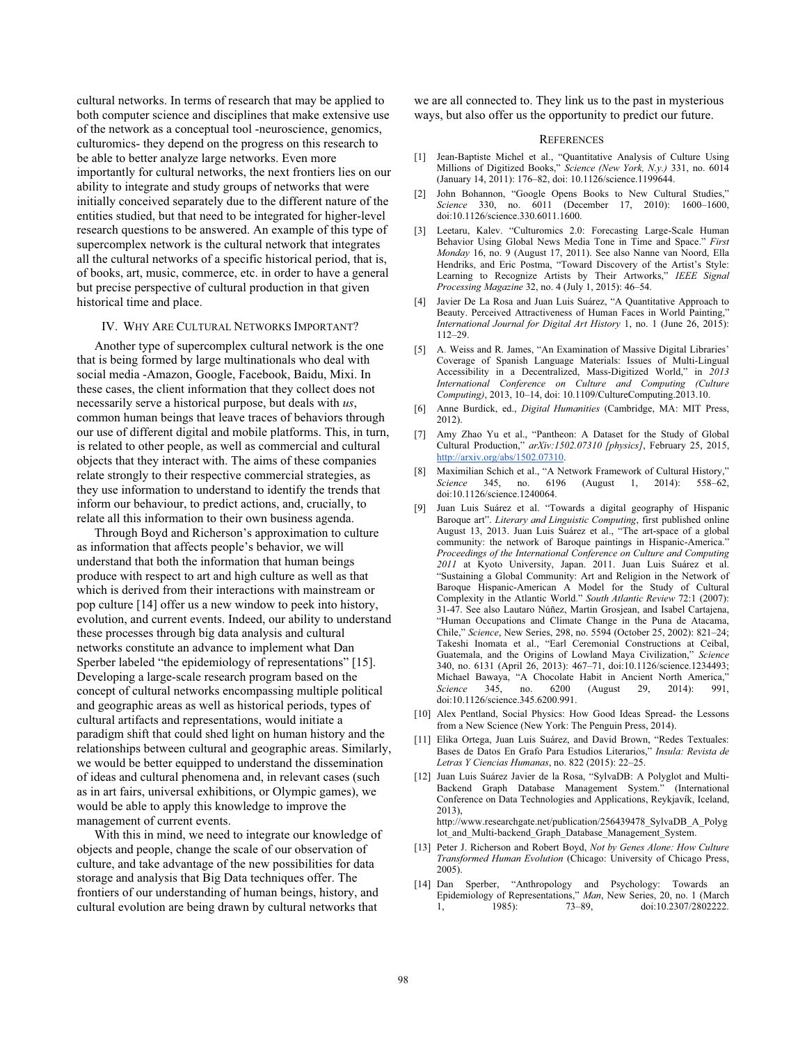cultural networks. In terms of research that may be applied to both computer science and disciplines that make extensive use of the network as a conceptual tool -neuroscience, genomics, culturomics- they depend on the progress on this research to be able to better analyze large networks. Even more importantly for cultural networks, the next frontiers lies on our ability to integrate and study groups of networks that were initially conceived separately due to the different nature of the entities studied, but that need to be integrated for higher-level research questions to be answered. An example of this type of supercomplex network is the cultural network that integrates all the cultural networks of a specific historical period, that is, of books, art, music, commerce, etc. in order to have a general but precise perspective of cultural production in that given historical time and place.

## IV. Why Are Cultural Networks Important?

Another type of supercomplex cultural network is the one that is being formed by large multinationals who deal with social media -Amazon, Google, Facebook, Baidu, Mixi. In these cases, the client information that they collect does not necessarily serve a historical purpose, but deals with *us*, common human beings that leave traces of behaviors through our use of different digital and mobile platforms. This, in turn, is related to other people, as well as commercial and cultural objects that they interact with. The aims of these companies relate strongly to their respective commercial strategies, as they use information to understand to identify the trends that inform our behaviour, to predict actions, and, crucially, to relate all this information to their own business agenda.

Through Boyd and Richerson's approximation to culture as information that affects people's behavior, we will understand that both the information that human beings produce with respect to art and high culture as well as that which is derived from their interactions with mainstream or pop culture [14] offer us a new window to peek into history, evolution, and current events. Indeed, our ability to understand these processes through big data analysis and cultural networks constitute an advance to implement what Dan Sperber labeled "the epidemiology of representations" [15]. Developing a large-scale research program based on the concept of cultural networks encompassing multiple political and geographic areas as well as historical periods, types of cultural artifacts and representations, would initiate a paradigm shift that could shed light on human history and the relationships between cultural and geographic areas. Similarly, we would be better equipped to understand the dissemination of ideas and cultural phenomena and, in relevant cases (such as in art fairs, universal exhibitions, or Olympic games), we would be able to apply this knowledge to improve the management of current events.

With this in mind, we need to integrate our knowledge of objects and people, change the scale of our observation of culture, and take advantage of the new possibilities for data storage and analysis that Big Data techniques offer. The frontiers of our understanding of human beings, history, and cultural evolution are being drawn by cultural networks that we are all connected to. They link us to the past in mysterious ways, but also offer us the opportunity to predict our future.

## References

[1] Jean-Baptiste Michel et al., "Quantitative Analysis of Culture Using Millions of Digitized Books," *Science (New York, N.y.)* 331, no. 6014 (January 14, 2011): 176–82, doi: 10.1126/science.1199644.

[2] John Bohannon, "Google Opens Books to New Cultural Studies," *Science* 330, no. 6011 (December 17, 2010): 1600–1600, doi:10.1126/science.330.6011.1600.

[3] Leetaru, Kalev. "Culturomics 2.0: Forecasting Large-Scale Human Behavior Using Global News Media Tone in Time and Space." *First Monday* 16, no. 9 (August 17, 2011). See also Nanne van Noord, Ella Hendriks, and Eric Postma, "Toward Discovery of the Artist's Style: Learning to Recognize Artists by Their Artworks," *IEEE Signal Processing Magazine* 32, no. 4 (July 1, 2015): 46–54.

[4] Javier De La Rosa and Juan Luis Suárez, "A Quantitative Approach to Beauty. Perceived Attractiveness of Human Faces in World Painting," *International Journal for Digital Art History* 1, no. 1 (June 26, 2015): 112–29.

[5] A. Weiss and R. James, "An Examination of Massive Digital Libraries' Coverage of Spanish Language Materials: Issues of Multi-Lingual Accessibility in a Decentralized, Mass-Digitized World," in *2013 International Conference on Culture and Computing (Culture Computing)*, 2013, 10–14, doi: 10.1109/CultureComputing.2013.10.

[6] Anne Burdick, ed., *Digital Humanities* (Cambridge, MA: MIT Press, 2012).

[7] Amy Zhao Yu et al., "Pantheon: A Dataset for the Study of Global Cultural Production," *arXiv:1502.07310 [physics]*, February 25, 2015, http://arxiv.org/abs/1502.07310.

[8] Maximilian Schich et al., "A Network Framework of Cultural History," *Science* 345, no. 6196 (August 1, 2014): 558–62, doi:10.1126/science.1240064.

[9] Juan Luis Suárez et al. "Towards a digital geography of Hispanic Baroque art". *Literary and Linguistic Computing*, first published online August 13, 2013. Juan Luis Suárez et al., "The art-space of a global community: the network of Baroque paintings in Hispanic-America." *Proceedings of the International Conference on Culture and Computing 2011* at Kyoto University, Japan. 2011. Juan Luis Suárez et al. "Sustaining a Global Community: Art and Religion in the Network of Baroque Hispanic-American A Model for the Study of Cultural Complexity in the Atlantic World." *South Atlantic Review* 72:1 (2007): 31-47. See also Lautaro Núñez, Martin Grosjean, and Isabel Cartajena, "Human Occupations and Climate Change in the Puna de Atacama, Chile," *Science*, New Series, 298, no. 5594 (October 25, 2002): 821–24; Takeshi Inomata et al., "Earl Ceremonial Constructions at Ceibal, Guatemala, and the Origins of Lowland Maya Civilization," *Science* 340, no. 6131 (April 26, 2013): 467–71, doi:10.1126/science.1234493; Michael Bawaya, "A Chocolate Habit in Ancient North America," *Science* 345, no. 6200 (August 29, 2014): 991, doi:10.1126/science.345.6200.991.

[10] Alex Pentland, Social Physics: How Good Ideas Spread- the Lessons from a New Science (New York: The Penguin Press, 2014).

[11] Elika Ortega, Juan Luis Suárez, and David Brown, "Redes Textuales: Bases de Datos En Grafo Para Estudios Literarios," *Insula: Revista de Letras Y Ciencias Humanas*, no. 822 (2015): 22–25.

[12] Juan Luis Suárez Javier de la Rosa, "SylvaDB: A Polyglot and Multi-Backend Graph Database Management System." (International Conference on Data Technologies and Applications, Reykjavík, Iceland, 2013), http://www.researchgate.net/publication/256439478_SylvaDB_A_Polyglot_and_Multi-backend_Graph_Database_Management_System.

[13] Peter J. Richerson and Robert Boyd, *Not by Genes Alone: How Culture Transformed Human Evolution* (Chicago: University of Chicago Press, 2005).

[14] Dan Sperber, "Anthropology and Psychology: Towards an Epidemiology of Representations," *Man*, New Series, 20, no. 1 (March 1, 1985): 73–89, doi:10.2307/2802222.